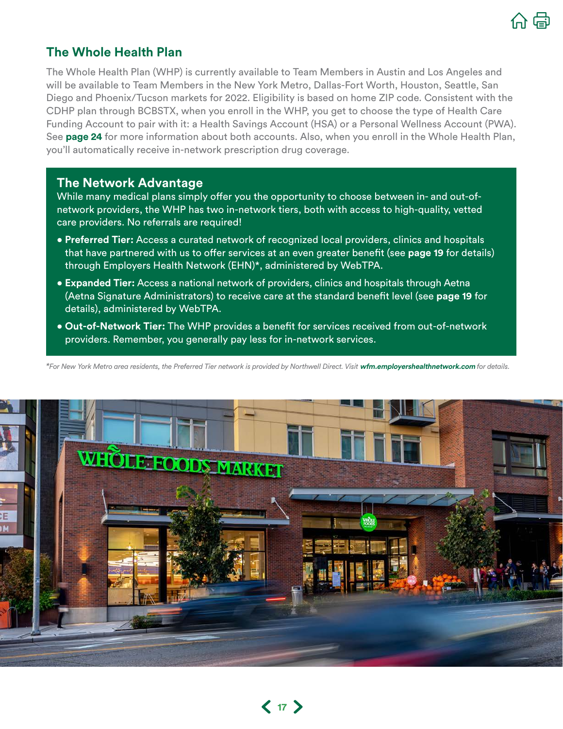## The Whole Health Plan

The Whole Health Plan (WHP) is currently available to Team Members in Austin and Los Angeles and will be available to Team Members in the New York Metro, Dallas-Fort Worth, Houston, Seattle, San Diego and Phoenix/Tucson markets for 2022. Eligibility is based on home ZIP code. Consistent with the CDHP plan through BCBSTX, when you enroll in the WHP, you get to choose the type of Health Care Funding Account to pair with it: a Health Savings Account (HSA) or a Personal Wellness Account (PWA). See **page 24** for more information about both accounts. Also, when you enroll in the Whole Health Plan, you'll automatically receive in-network prescription drug coverage.

### The Network Advantage

While many medical plans simply offer you the opportunity to choose between in- and out-of-network providers, the WHP has two in-network tiers, both with access to high-quality, vetted care providers. No referrals are required!

- **Preferred Tier:** Access a curated network of recognized local providers, clinics and hospitals that have partnered with us to offer services at an even greater benefit (see **page 19** for details) through Employers Health Network (EHN)*, administered by WebTPA.
- **Expanded Tier:** Access a national network of providers, clinics and hospitals through Aetna (Aetna Signature Administrators) to receive care at the standard benefit level (see **page 19** for details), administered by WebTPA.
- **Out-of-Network Tier:** The WHP provides a benefit for services received from out-of-network providers. Remember, you generally pay less for in-network services.

*\*For New York Metro area residents, the Preferred Tier network is provided by Northwell Direct. Visit **wfm.employershealthnetwork.com** for details.*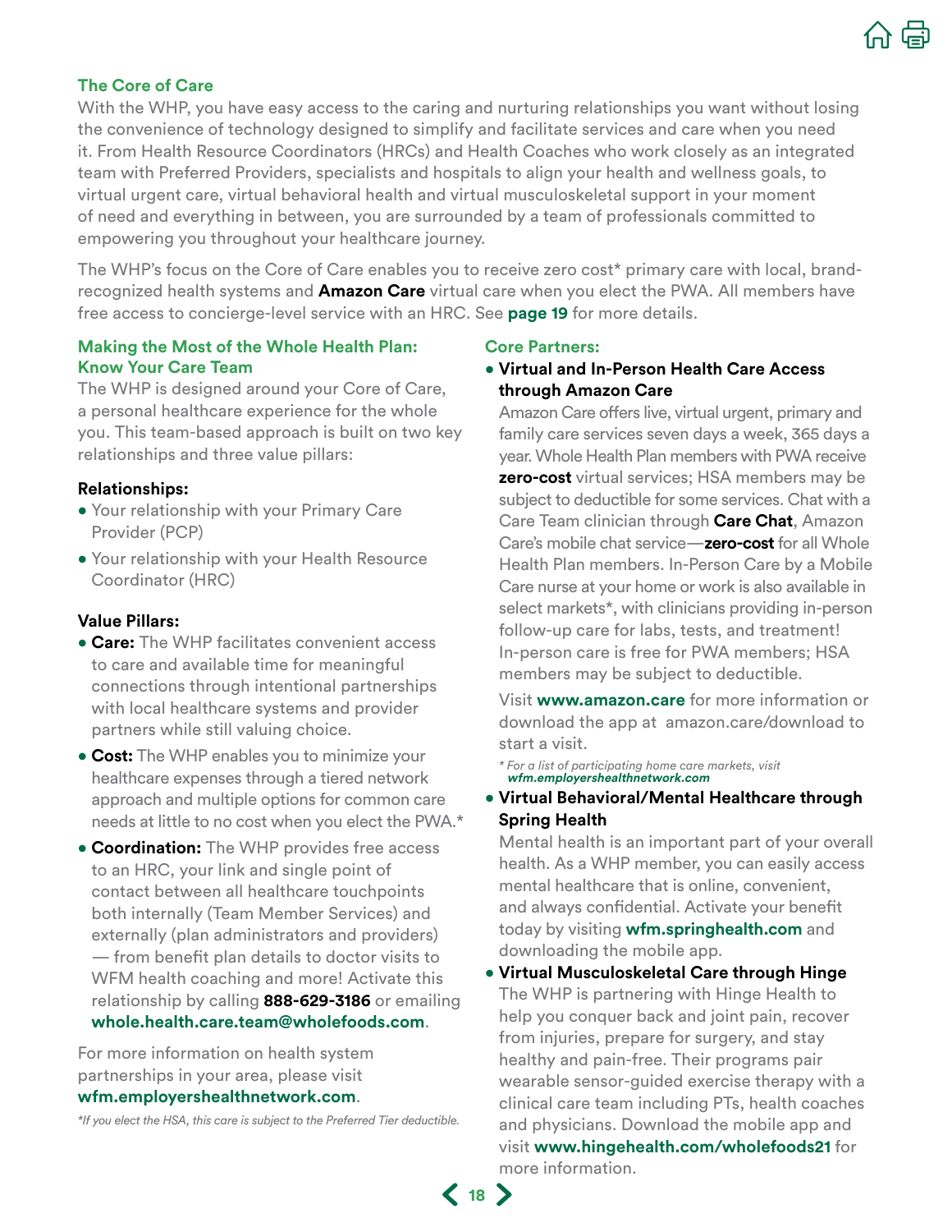## The Core of Care

With the WHP, you have easy access to the caring and nurturing relationships you want without losing the convenience of technology designed to simplify and facilitate services and care when you need it. From Health Resource Coordinators (HRCs) and Health Coaches who work closely as an integrated team with Preferred Providers, specialists and hospitals to align your health and wellness goals, to virtual urgent care, virtual behavioral health and virtual musculoskeletal support in your moment of need and everything in between, you are surrounded by a team of professionals committed to empowering you throughout your healthcare journey.

The WHP's focus on the Core of Care enables you to receive zero cost* primary care with local, brand-recognized health systems and **Amazon Care** virtual care when you elect the PWA. All members have free access to concierge-level service with an HRC. See **page 19** for more details.

### Making the Most of the Whole Health Plan: Know Your Care Team

The WHP is designed around your Core of Care, a personal healthcare experience for the whole you. This team-based approach is built on two key relationships and three value pillars:

**Relationships:**

- Your relationship with your Primary Care Provider (PCP)
- Your relationship with your Health Resource Coordinator (HRC)

**Value Pillars:**

- **Care:** The WHP facilitates convenient access to care and available time for meaningful connections through intentional partnerships with local healthcare systems and provider partners while still valuing choice.
- **Cost:** The WHP enables you to minimize your healthcare expenses through a tiered network approach and multiple options for common care needs at little to no cost when you elect the PWA.*
- **Coordination:** The WHP provides free access to an HRC, your link and single point of contact between all healthcare touchpoints both internally (Team Member Services) and externally (plan administrators and providers) — from benefit plan details to doctor visits to WFM health coaching and more! Activate this relationship by calling **888-629-3186** or emailing **whole.health.care.team@wholefoods.com**.

For more information on health system partnerships in your area, please visit **wfm.employershealthnetwork.com**.

*If you elect the HSA, this care is subject to the Preferred Tier deductible.*

### Core Partners:

- **Virtual and In-Person Health Care Access through Amazon Care**

  Amazon Care offers live, virtual urgent, primary and family care services seven days a week, 365 days a year. Whole Health Plan members with PWA receive **zero-cost** virtual services; HSA members may be subject to deductible for some services. Chat with a Care Team clinician through **Care Chat**, Amazon Care's mobile chat service—**zero-cost** for all Whole Health Plan members. In-Person Care by a Mobile Care nurse at your home or work is also available in select markets*, with clinicians providing in-person follow-up care for labs, tests, and treatment! In-person care is free for PWA members; HSA members may be subject to deductible.

  Visit **www.amazon.care** for more information or download the app at amazon.care/download to start a visit.

  *\* For a list of participating home care markets, visit **wfm.employershealthnetwork.com***

- **Virtual Behavioral/Mental Healthcare through Spring Health**

  Mental health is an important part of your overall health. As a WHP member, you can easily access mental healthcare that is online, convenient, and always confidential. Activate your benefit today by visiting **wfm.springhealth.com** and downloading the mobile app.

- **Virtual Musculoskeletal Care through Hinge**

  The WHP is partnering with Hinge Health to help you conquer back and joint pain, recover from injuries, prepare for surgery, and stay healthy and pain-free. Their programs pair wearable sensor-guided exercise therapy with a clinical care team including PTs, health coaches and physicians. Download the mobile app and visit **www.hingehealth.com/wholefoods21** for more information.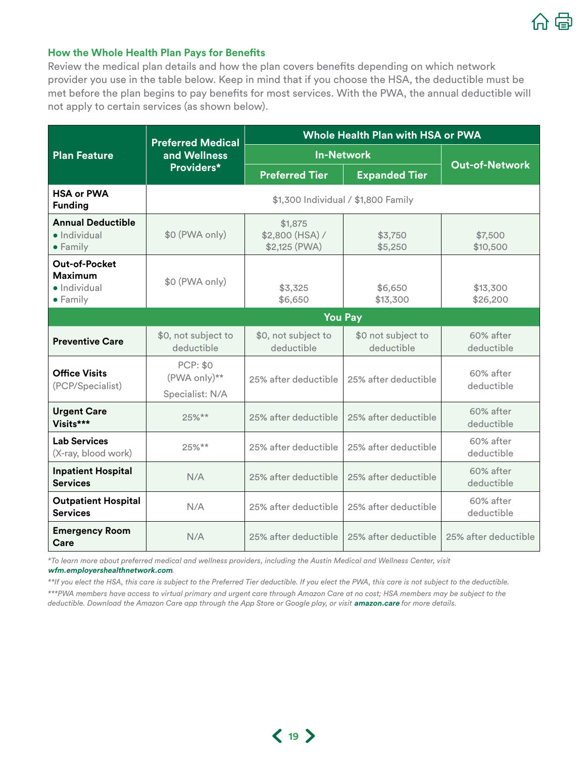### How the Whole Health Plan Pays for Benefits

Review the medical plan details and how the plan covers benefits depending on which network provider you use in the table below. Keep in mind that if you choose the HSA, the deductible must be met before the plan begins to pay benefits for most services. With the PWA, the annual deductible will not apply to certain services (as shown below).

| Plan Feature | Preferred Medical and Wellness Providers* | Whole Health Plan with HSA or PWA | | |
|---|---|---|---|---|
| | | In-Network | | Out-of-Network |
| | | Preferred Tier | Expanded Tier | |
| **HSA or PWA Funding** | $1,300 Individual / $1,800 Family | | | |
| **Annual Deductible**<br>• Individual<br>• Family | $0 (PWA only) | $1,875<br>$2,800 (HSA) / $2,125 (PWA) | $3,750<br>$5,250 | $7,500<br>$10,500 |
| **Out-of-Pocket Maximum**<br>• Individual<br>• Family | $0 (PWA only) | $3,325<br>$6,650 | $6,650<br>$13,300 | $13,300<br>$26,200 |
| **You Pay** | | | | |
| **Preventive Care** | $0, not subject to deductible | $0, not subject to deductible | $0 not subject to deductible | 60% after deductible |
| **Office Visits** (PCP/Specialist) | PCP: $0 (PWA only)**<br>Specialist: N/A | 25% after deductible | 25% after deductible | 60% after deductible |
| **Urgent Care Visits***** | 25%** | 25% after deductible | 25% after deductible | 60% after deductible |
| **Lab Services** (X-ray, blood work) | 25%** | 25% after deductible | 25% after deductible | 60% after deductible |
| **Inpatient Hospital Services** | N/A | 25% after deductible | 25% after deductible | 60% after deductible |
| **Outpatient Hospital Services** | N/A | 25% after deductible | 25% after deductible | 60% after deductible |
| **Emergency Room Care** | N/A | 25% after deductible | 25% after deductible | 25% after deductible |

*To learn more about preferred medical and wellness providers, including the Austin Medical and Wellness Center, visit **wfm.employershealthnetwork.com**.*

*\*\*If you elect the HSA, this care is subject to the Preferred Tier deductible. If you elect the PWA, this care is not subject to the deductible.*

*\*\*\*PWA members have access to virtual primary and urgent care through Amazon Care at no cost; HSA members may be subject to the deductible. Download the Amazon Care app through the App Store or Google play, or visit **amazon.care** for more details.*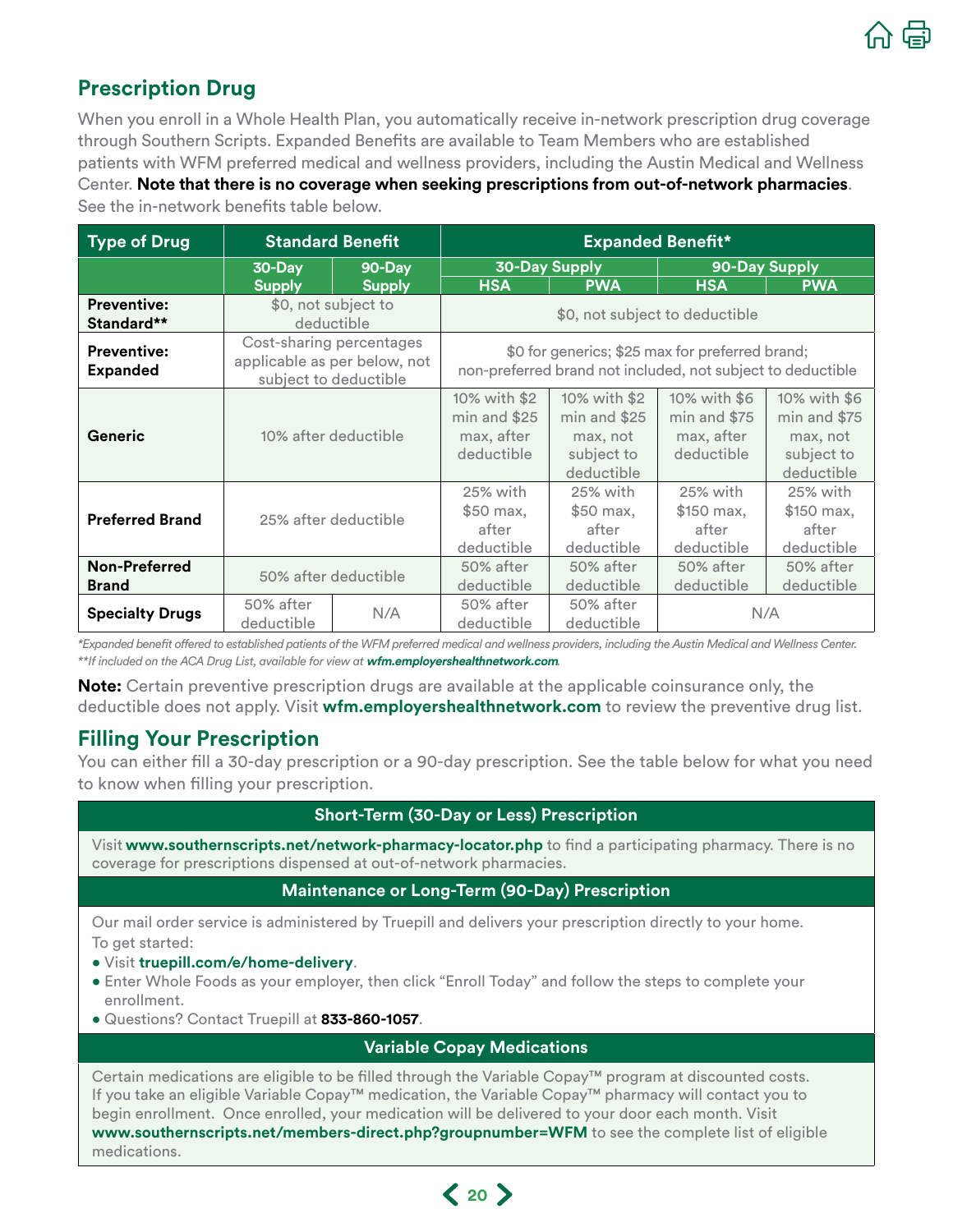## Prescription Drug

When you enroll in a Whole Health Plan, you automatically receive in-network prescription drug coverage through Southern Scripts. Expanded Benefits are available to Team Members who are established patients with WFM preferred medical and wellness providers, including the Austin Medical and Wellness Center. **Note that there is no coverage when seeking prescriptions from out-of-network pharmacies**. See the in-network benefits table below.

| Type of Drug | Standard Benefit | | Expanded Benefit* | | | |
|---|---|---|---|---|---|---|
| | 30-Day Supply | 90-Day Supply | 30-Day Supply | | 90-Day Supply | |
| | | | HSA | PWA | HSA | PWA |
| **Preventive: Standard**** | $0, not subject to deductible | | $0, not subject to deductible | | | |
| **Preventive: Expanded** | Cost-sharing percentages applicable as per below, not subject to deductible | | $0 for generics; $25 max for preferred brand; non-preferred brand not included, not subject to deductible | | | |
| **Generic** | 10% after deductible | | 10% with $2 min and $25 max, after deductible | 10% with $2 min and $25 max, not subject to deductible | 10% with $6 min and $75 max, after deductible | 10% with $6 min and $75 max, not subject to deductible |
| **Preferred Brand** | 25% after deductible | | 25% with $50 max, after deductible | 25% with $50 max, after deductible | 25% with $150 max, after deductible | 25% with $150 max, after deductible |
| **Non-Preferred Brand** | 50% after deductible | | 50% after deductible | 50% after deductible | 50% after deductible | 50% after deductible |
| **Specialty Drugs** | 50% after deductible | N/A | 50% after deductible | 50% after deductible | N/A | |

*\*Expanded benefit offered to established patients of the WFM preferred medical and wellness providers, including the Austin Medical and Wellness Center.*
*\*\*If included on the ACA Drug List, available for view at* ***wfm.employershealthnetwork.com****.*

**Note:** Certain preventive prescription drugs are available at the applicable coinsurance only, the deductible does not apply. Visit **wfm.employershealthnetwork.com** to review the preventive drug list.

## Filling Your Prescription

You can either fill a 30-day prescription or a 90-day prescription. See the table below for what you need to know when filling your prescription.

| Short-Term (30-Day or Less) Prescription |
|---|
| Visit **www.southernscripts.net/network-pharmacy-locator.php** to find a participating pharmacy. There is no coverage for prescriptions dispensed at out-of-network pharmacies. |

| Maintenance or Long-Term (90-Day) Prescription |
|---|
| Our mail order service is administered by Truepill and delivers your prescription directly to your home. To get started:<br>• Visit **truepill.com/e/home-delivery**.<br>• Enter Whole Foods as your employer, then click "Enroll Today" and follow the steps to complete your enrollment.<br>• Questions? Contact Truepill at **833-860-1057**. |

| Variable Copay Medications |
|---|
| Certain medications are eligible to be filled through the Variable Copay™ program at discounted costs. If you take an eligible Variable Copay™ medication, the Variable Copay™ pharmacy will contact you to begin enrollment. Once enrolled, your medication will be delivered to your door each month. Visit **www.southernscripts.net/members-direct.php?groupnumber=WFM** to see the complete list of eligible medications. |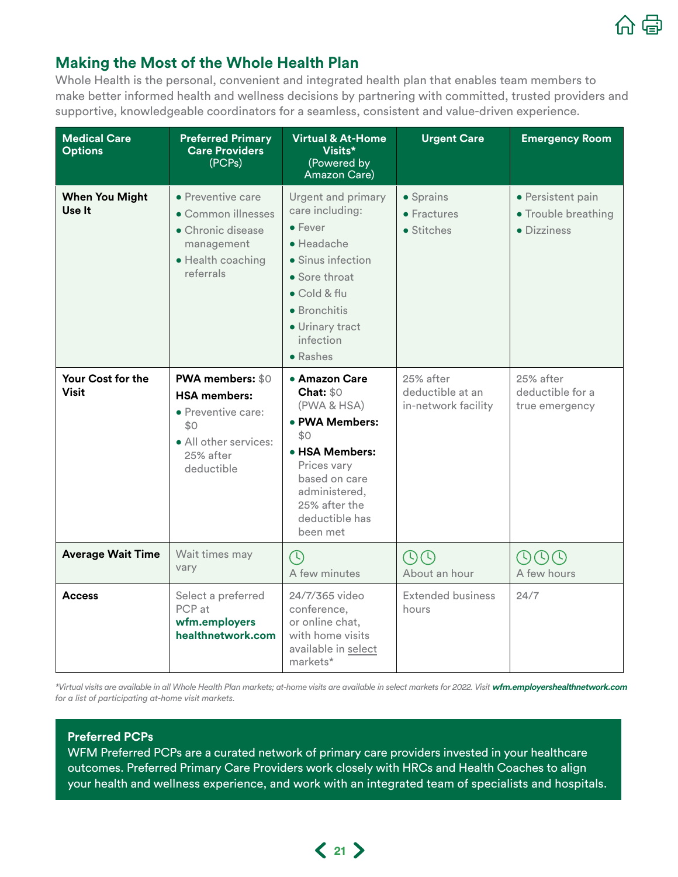## Making the Most of the Whole Health Plan

Whole Health is the personal, convenient and integrated health plan that enables team members to make better informed health and wellness decisions by partnering with committed, trusted providers and supportive, knowledgeable coordinators for a seamless, consistent and value-driven experience.

| Medical Care Options | Preferred Primary Care Providers (PCPs) | Virtual & At-Home Visits* (Powered by Amazon Care) | Urgent Care | Emergency Room |
|---|---|---|---|---|
| **When You Might Use It** | • Preventive care<br>• Common illnesses<br>• Chronic disease management<br>• Health coaching referrals | Urgent and primary care including:<br>• Fever<br>• Headache<br>• Sinus infection<br>• Sore throat<br>• Cold & flu<br>• Bronchitis<br>• Urinary tract infection<br>• Rashes | • Sprains<br>• Fractures<br>• Stitches | • Persistent pain<br>• Trouble breathing<br>• Dizziness |
| **Your Cost for the Visit** | **PWA members:** $0<br>**HSA members:**<br>• Preventive care: $0<br>• All other services: 25% after deductible | • **Amazon Care Chat:** $0 (PWA & HSA)<br>• **PWA Members:** $0<br>• **HSA Members:** Prices vary based on care administered, 25% after the deductible has been met | 25% after deductible at an in-network facility | 25% after deductible for a true emergency |
| **Average Wait Time** | Wait times may vary | A few minutes | About an hour | A few hours |
| **Access** | Select a preferred PCP at **wfm.employershealthnetwork.com** | 24/7/365 video conference, or online chat, with home visits available in select markets* | Extended business hours | 24/7 |

*\*Virtual visits are available in all Whole Health Plan markets; at-home visits are available in select markets for 2022. Visit **wfm.employershealthnetwork.com** for a list of participating at-home visit markets.*

**Preferred PCPs**

WFM Preferred PCPs are a curated network of primary care providers invested in your healthcare outcomes. Preferred Primary Care Providers work closely with HRCs and Health Coaches to align your health and wellness experience, and work with an integrated team of specialists and hospitals.